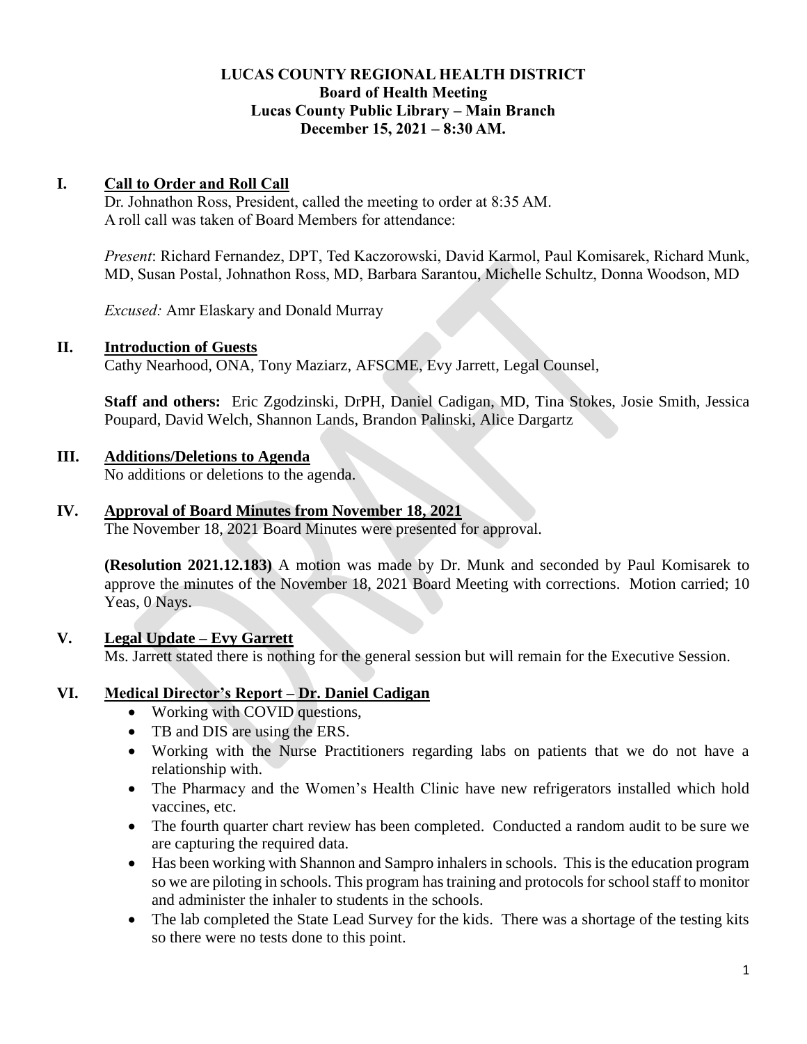# LUCAS COUNTY REGIONAL HEALTH DISTRICT
**Board of Health Meeting**
**Lucas County Public Library – Main Branch**
**December 15, 2021 – 8:30 AM.**

## I. Call to Order and Roll Call

Dr. Johnathon Ross, President, called the meeting to order at 8:35 AM.
A roll call was taken of Board Members for attendance:

*Present*: Richard Fernandez, DPT, Ted Kaczorowski, David Karmol, Paul Komisarek, Richard Munk, MD, Susan Postal, Johnathon Ross, MD, Barbara Sarantou, Michelle Schultz, Donna Woodson, MD

*Excused:* Amr Elaskary and Donald Murray

## II. Introduction of Guests

Cathy Nearhood, ONA, Tony Maziarz, AFSCME, Evy Jarrett, Legal Counsel,

**Staff and others:** Eric Zgodzinski, DrPH, Daniel Cadigan, MD, Tina Stokes, Josie Smith, Jessica Poupard, David Welch, Shannon Lands, Brandon Palinski, Alice Dargartz

## III. Additions/Deletions to Agenda

No additions or deletions to the agenda.

## IV. Approval of Board Minutes from November 18, 2021

The November 18, 2021 Board Minutes were presented for approval.

**(Resolution 2021.12.183)** A motion was made by Dr. Munk and seconded by Paul Komisarek to approve the minutes of the November 18, 2021 Board Meeting with corrections. Motion carried; 10 Yeas, 0 Nays.

## V. Legal Update – Evy Garrett

Ms. Jarrett stated there is nothing for the general session but will remain for the Executive Session.

## VI. Medical Director's Report – Dr. Daniel Cadigan

- Working with COVID questions,
- TB and DIS are using the ERS.
- Working with the Nurse Practitioners regarding labs on patients that we do not have a relationship with.
- The Pharmacy and the Women's Health Clinic have new refrigerators installed which hold vaccines, etc.
- The fourth quarter chart review has been completed. Conducted a random audit to be sure we are capturing the required data.
- Has been working with Shannon and Sampro inhalers in schools. This is the education program so we are piloting in schools. This program has training and protocols for school staff to monitor and administer the inhaler to students in the schools.
- The lab completed the State Lead Survey for the kids. There was a shortage of the testing kits so there were no tests done to this point.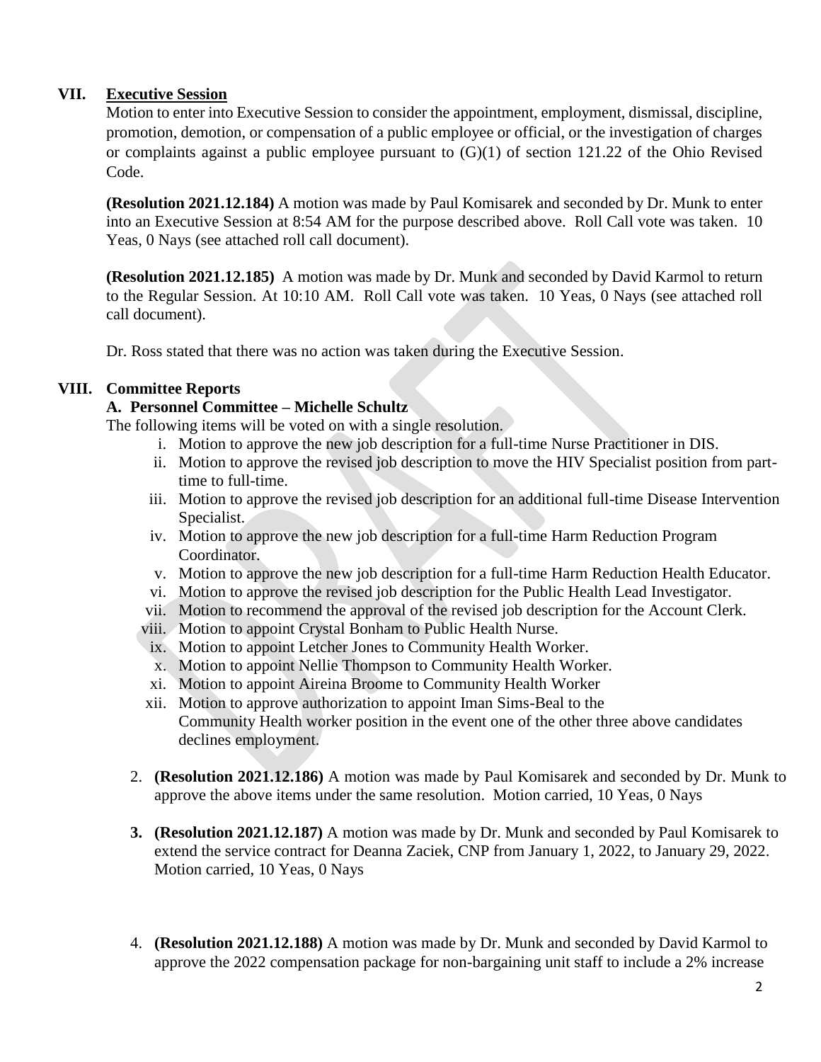## VII. Executive Session

Motion to enter into Executive Session to consider the appointment, employment, dismissal, discipline, promotion, demotion, or compensation of a public employee or official, or the investigation of charges or complaints against a public employee pursuant to (G)(1) of section 121.22 of the Ohio Revised Code.

**(Resolution 2021.12.184)** A motion was made by Paul Komisarek and seconded by Dr. Munk to enter into an Executive Session at 8:54 AM for the purpose described above. Roll Call vote was taken. 10 Yeas, 0 Nays (see attached roll call document).

**(Resolution 2021.12.185)** A motion was made by Dr. Munk and seconded by David Karmol to return to the Regular Session. At 10:10 AM. Roll Call vote was taken. 10 Yeas, 0 Nays (see attached roll call document).

Dr. Ross stated that there was no action was taken during the Executive Session.

## VIII. Committee Reports

### A. Personnel Committee – Michelle Schultz

The following items will be voted on with a single resolution.

- i. Motion to approve the new job description for a full-time Nurse Practitioner in DIS.
- ii. Motion to approve the revised job description to move the HIV Specialist position from part-time to full-time.
- iii. Motion to approve the revised job description for an additional full-time Disease Intervention Specialist.
- iv. Motion to approve the new job description for a full-time Harm Reduction Program Coordinator.
- v. Motion to approve the new job description for a full-time Harm Reduction Health Educator.
- vi. Motion to approve the revised job description for the Public Health Lead Investigator.
- vii. Motion to recommend the approval of the revised job description for the Account Clerk.
- viii. Motion to appoint Crystal Bonham to Public Health Nurse.
- ix. Motion to appoint Letcher Jones to Community Health Worker.
- x. Motion to appoint Nellie Thompson to Community Health Worker.
- xi. Motion to appoint Aireina Broome to Community Health Worker
- xii. Motion to approve authorization to appoint Iman Sims-Beal to the Community Health worker position in the event one of the other three above candidates declines employment.

2. **(Resolution 2021.12.186)** A motion was made by Paul Komisarek and seconded by Dr. Munk to approve the above items under the same resolution. Motion carried, 10 Yeas, 0 Nays

3. **(Resolution 2021.12.187)** A motion was made by Dr. Munk and seconded by Paul Komisarek to extend the service contract for Deanna Zaciek, CNP from January 1, 2022, to January 29, 2022. Motion carried, 10 Yeas, 0 Nays

4. **(Resolution 2021.12.188)** A motion was made by Dr. Munk and seconded by David Karmol to approve the 2022 compensation package for non-bargaining unit staff to include a 2% increase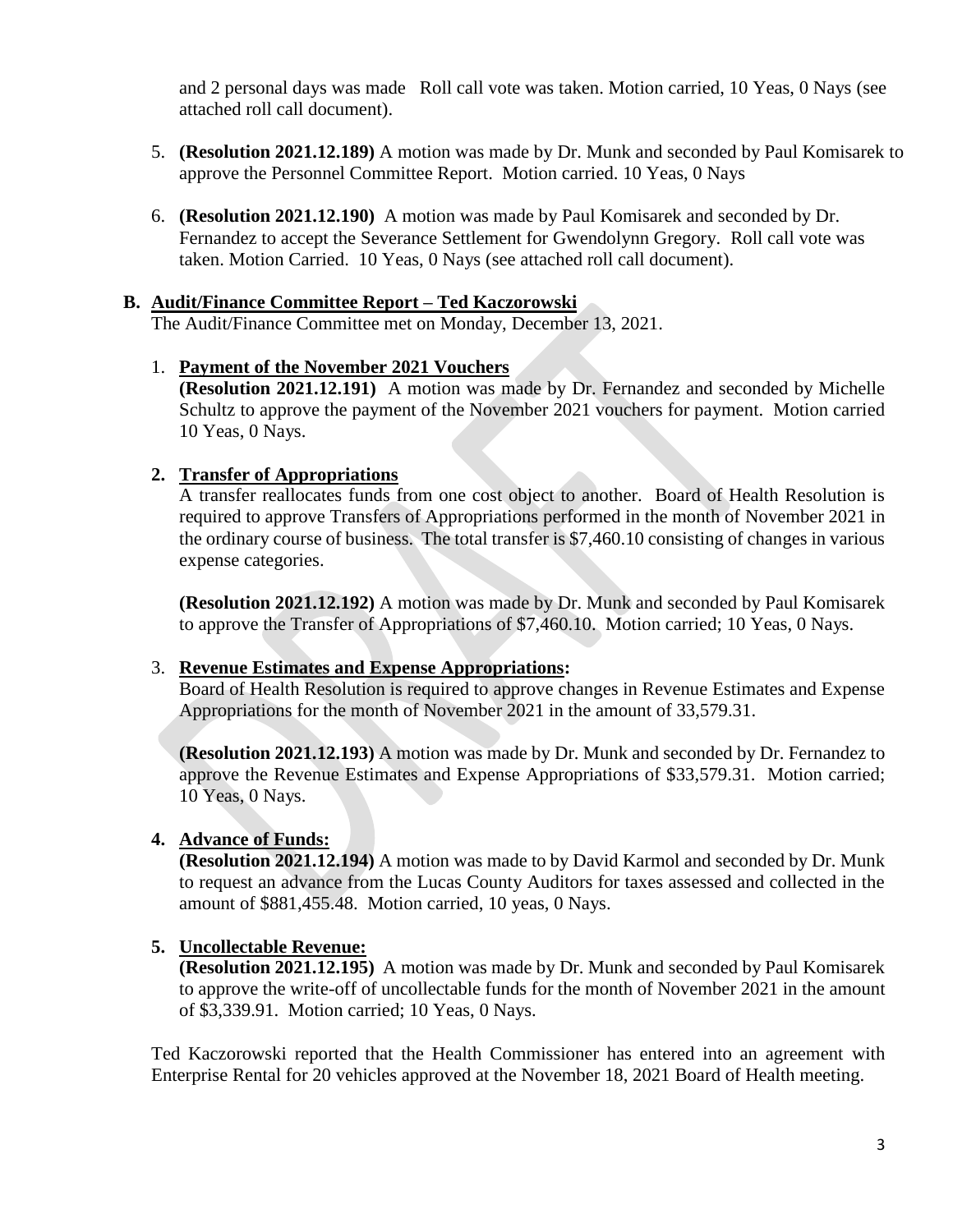and 2 personal days was made  Roll call vote was taken. Motion carried, 10 Yeas, 0 Nays (see attached roll call document).

5. **(Resolution 2021.12.189)** A motion was made by Dr. Munk and seconded by Paul Komisarek to approve the Personnel Committee Report. Motion carried. 10 Yeas, 0 Nays

6. **(Resolution 2021.12.190)** A motion was made by Paul Komisarek and seconded by Dr. Fernandez to accept the Severance Settlement for Gwendolynn Gregory. Roll call vote was taken. Motion Carried. 10 Yeas, 0 Nays (see attached roll call document).

**B. Audit/Finance Committee Report – Ted Kaczorowski**

The Audit/Finance Committee met on Monday, December 13, 2021.

1. **Payment of the November 2021 Vouchers**

   **(Resolution 2021.12.191)** A motion was made by Dr. Fernandez and seconded by Michelle Schultz to approve the payment of the November 2021 vouchers for payment. Motion carried 10 Yeas, 0 Nays.

2. **Transfer of Appropriations**

   A transfer reallocates funds from one cost object to another. Board of Health Resolution is required to approve Transfers of Appropriations performed in the month of November 2021 in the ordinary course of business. The total transfer is $7,460.10 consisting of changes in various expense categories.

   **(Resolution 2021.12.192)** A motion was made by Dr. Munk and seconded by Paul Komisarek to approve the Transfer of Appropriations of $7,460.10. Motion carried; 10 Yeas, 0 Nays.

3. **Revenue Estimates and Expense Appropriations:**

   Board of Health Resolution is required to approve changes in Revenue Estimates and Expense Appropriations for the month of November 2021 in the amount of 33,579.31.

   **(Resolution 2021.12.193)** A motion was made by Dr. Munk and seconded by Dr. Fernandez to approve the Revenue Estimates and Expense Appropriations of $33,579.31. Motion carried; 10 Yeas, 0 Nays.

4. **Advance of Funds:**

   **(Resolution 2021.12.194)** A motion was made to by David Karmol and seconded by Dr. Munk to request an advance from the Lucas County Auditors for taxes assessed and collected in the amount of $881,455.48. Motion carried, 10 yeas, 0 Nays.

5. **Uncollectable Revenue:**

   **(Resolution 2021.12.195)** A motion was made by Dr. Munk and seconded by Paul Komisarek to approve the write-off of uncollectable funds for the month of November 2021 in the amount of $3,339.91. Motion carried; 10 Yeas, 0 Nays.

Ted Kaczorowski reported that the Health Commissioner has entered into an agreement with Enterprise Rental for 20 vehicles approved at the November 18, 2021 Board of Health meeting.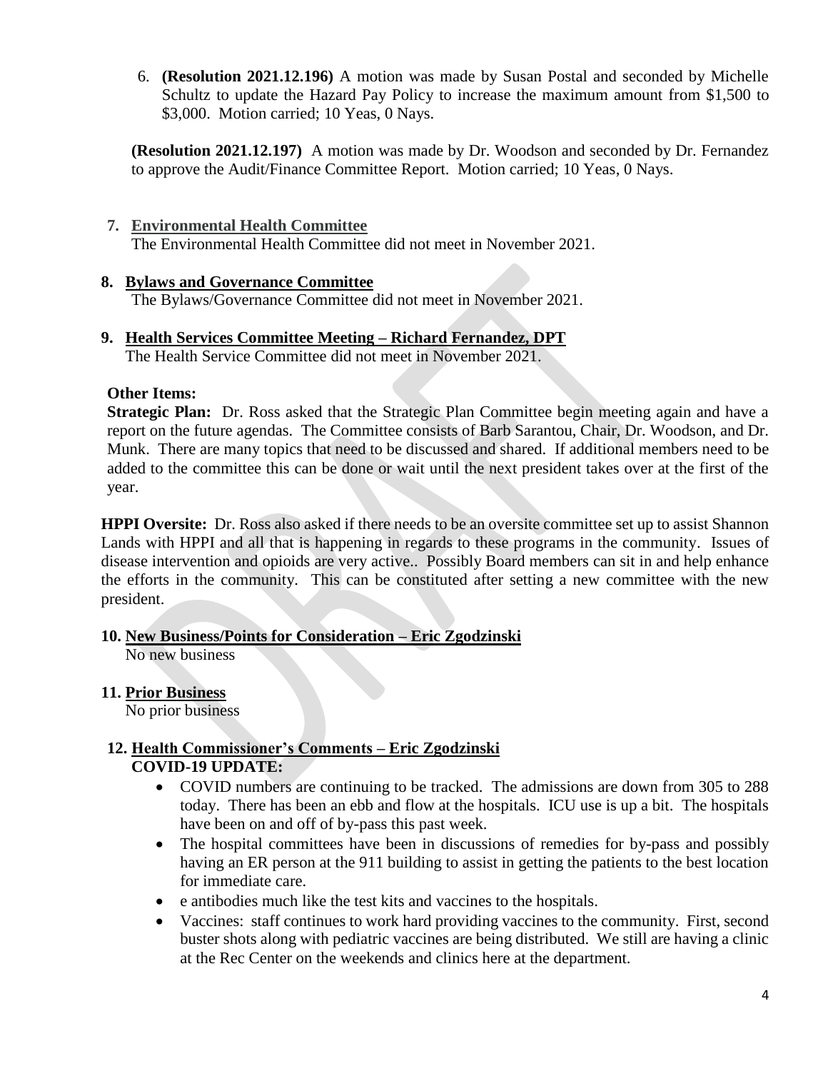6. **(Resolution 2021.12.196)** A motion was made by Susan Postal and seconded by Michelle Schultz to update the Hazard Pay Policy to increase the maximum amount from $1,500 to $3,000. Motion carried; 10 Yeas, 0 Nays.

**(Resolution 2021.12.197)** A motion was made by Dr. Woodson and seconded by Dr. Fernandez to approve the Audit/Finance Committee Report. Motion carried; 10 Yeas, 0 Nays.

7. **Environmental Health Committee**
   The Environmental Health Committee did not meet in November 2021.

8. **Bylaws and Governance Committee**
   The Bylaws/Governance Committee did not meet in November 2021.

9. **Health Services Committee Meeting – Richard Fernandez, DPT**
   The Health Service Committee did not meet in November 2021.

**Other Items:**

**Strategic Plan:** Dr. Ross asked that the Strategic Plan Committee begin meeting again and have a report on the future agendas. The Committee consists of Barb Sarantou, Chair, Dr. Woodson, and Dr. Munk. There are many topics that need to be discussed and shared. If additional members need to be added to the committee this can be done or wait until the next president takes over at the first of the year.

**HPPI Oversite:** Dr. Ross also asked if there needs to be an oversite committee set up to assist Shannon Lands with HPPI and all that is happening in regards to these programs in the community. Issues of disease intervention and opioids are very active.. Possibly Board members can sit in and help enhance the efforts in the community. This can be constituted after setting a new committee with the new president.

10. **New Business/Points for Consideration – Eric Zgodzinski**
    No new business

11. **Prior Business**
    No prior business

12. **Health Commissioner's Comments – Eric Zgodzinski**
    **COVID-19 UPDATE:**
    - COVID numbers are continuing to be tracked. The admissions are down from 305 to 288 today. There has been an ebb and flow at the hospitals. ICU use is up a bit. The hospitals have been on and off of by-pass this past week.
    - The hospital committees have been in discussions of remedies for by-pass and possibly having an ER person at the 911 building to assist in getting the patients to the best location for immediate care.
    - e antibodies much like the test kits and vaccines to the hospitals.
    - Vaccines: staff continues to work hard providing vaccines to the community. First, second buster shots along with pediatric vaccines are being distributed. We still are having a clinic at the Rec Center on the weekends and clinics here at the department.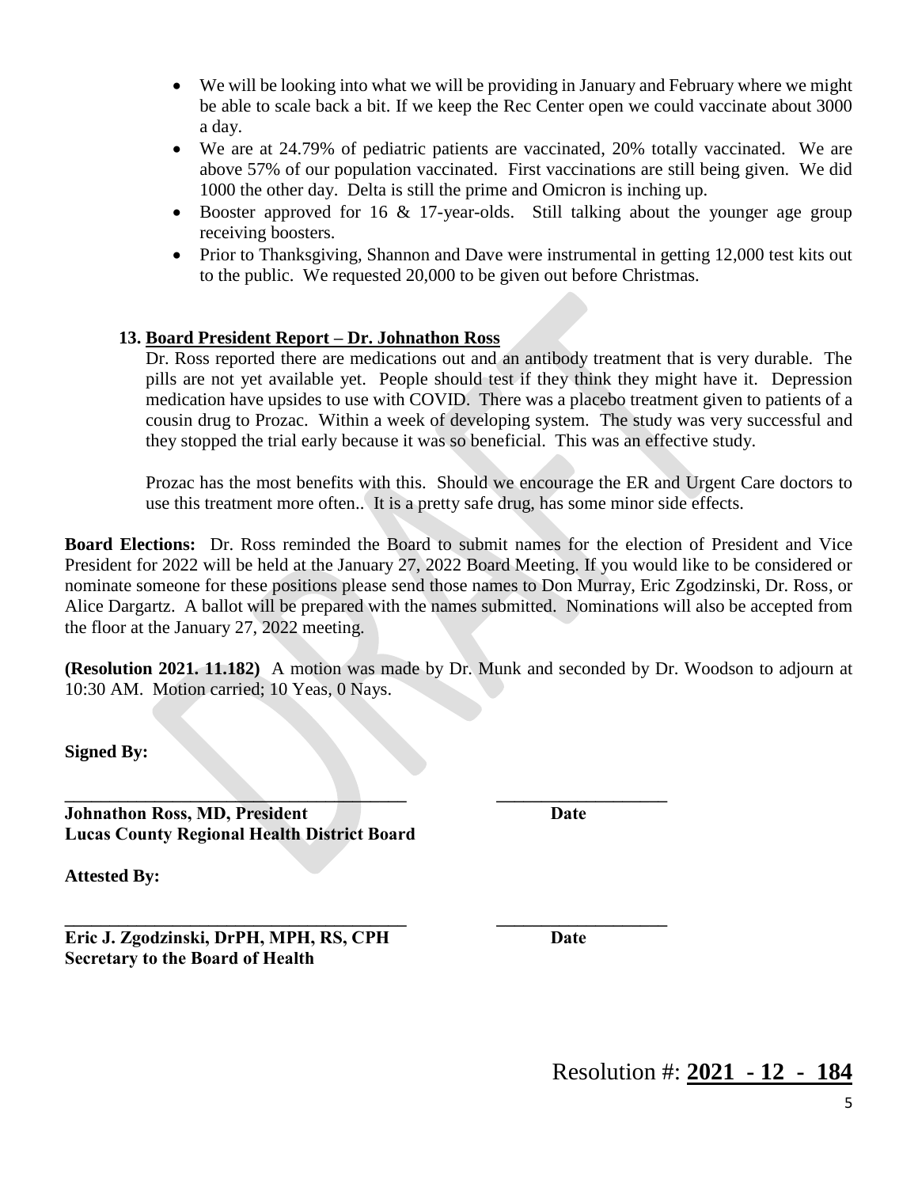- We will be looking into what we will be providing in January and February where we might be able to scale back a bit. If we keep the Rec Center open we could vaccinate about 3000 a day.
- We are at 24.79% of pediatric patients are vaccinated, 20% totally vaccinated. We are above 57% of our population vaccinated. First vaccinations are still being given. We did 1000 the other day. Delta is still the prime and Omicron is inching up.
- Booster approved for 16 & 17-year-olds. Still talking about the younger age group receiving boosters.
- Prior to Thanksgiving, Shannon and Dave were instrumental in getting 12,000 test kits out to the public. We requested 20,000 to be given out before Christmas.

**13. <u>Board President Report – Dr. Johnathon Ross</u>**

Dr. Ross reported there are medications out and an antibody treatment that is very durable. The pills are not yet available yet. People should test if they think they might have it. Depression medication have upsides to use with COVID. There was a placebo treatment given to patients of a cousin drug to Prozac. Within a week of developing system. The study was very successful and they stopped the trial early because it was so beneficial. This was an effective study.

Prozac has the most benefits with this. Should we encourage the ER and Urgent Care doctors to use this treatment more often.. It is a pretty safe drug, has some minor side effects.

**Board Elections:** Dr. Ross reminded the Board to submit names for the election of President and Vice President for 2022 will be held at the January 27, 2022 Board Meeting. If you would like to be considered or nominate someone for these positions please send those names to Don Murray, Eric Zgodzinski, Dr. Ross, or Alice Dargartz. A ballot will be prepared with the names submitted. Nominations will also be accepted from the floor at the January 27, 2022 meeting.

**(Resolution 2021. 11.182)** A motion was made by Dr. Munk and seconded by Dr. Woodson to adjourn at 10:30 AM. Motion carried; 10 Yeas, 0 Nays.

**Signed By:**

\_\_\_\_\_\_\_\_\_\_\_\_\_\_\_\_\_\_\_\_\_\_\_\_\_\_\_\_\_\_\_\_\_\_\_\_\_\_\_ \_\_\_\_\_\_\_\_\_\_\_\_\_\_\_\_\_\_\_

**Johnathon Ross, MD, President** **Date**
**Lucas County Regional Health District Board**

**Attested By:**

\_\_\_\_\_\_\_\_\_\_\_\_\_\_\_\_\_\_\_\_\_\_\_\_\_\_\_\_\_\_\_\_\_\_\_\_\_\_\_ \_\_\_\_\_\_\_\_\_\_\_\_\_\_\_\_\_\_\_

**Eric J. Zgodzinski, DrPH, MPH, RS, CPH** **Date**
**Secretary to the Board of Health**

Resolution #: **<u>2021 - 12 - 184</u>**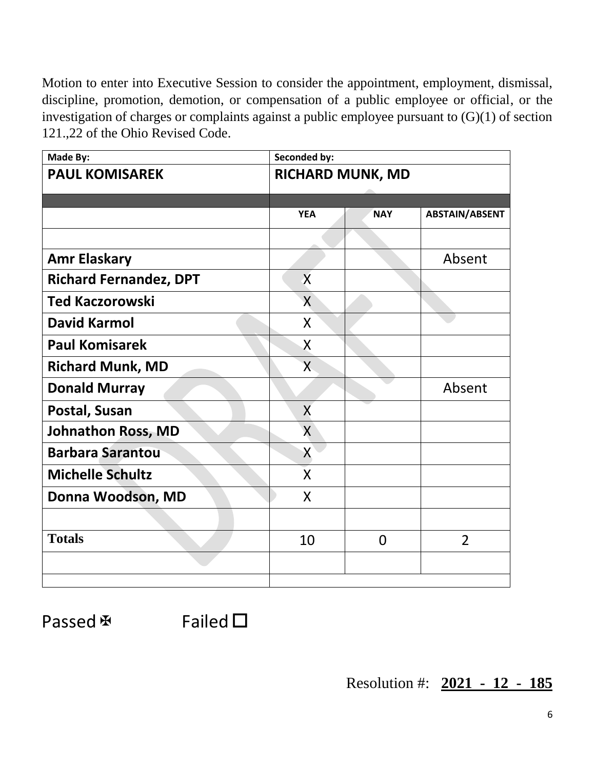Motion to enter into Executive Session to consider the appointment, employment, dismissal, discipline, promotion, demotion, or compensation of a public employee or official, or the investigation of charges or complaints against a public employee pursuant to (G)(1) of section 121.,22 of the Ohio Revised Code.

| Made By: | Seconded by: | | |
|---|---|---|---|
| **PAUL KOMISAREK** | **RICHARD MUNK, MD** | | |
| | | | |
| | **YEA** | **NAY** | **ABSTAIN/ABSENT** |
| | | | |
| **Amr Elaskary** | | | Absent |
| **Richard Fernandez, DPT** | X | | |
| **Ted Kaczorowski** | X | | |
| **David Karmol** | X | | |
| **Paul Komisarek** | X | | |
| **Richard Munk, MD** | X | | |
| **Donald Murray** | | | Absent |
| **Postal, Susan** | X | | |
| **Johnathon Ross, MD** | X | | |
| **Barbara Sarantou** | X | | |
| **Michelle Schultz** | X | | |
| **Donna Woodson, MD** | X | | |
| | | | |
| **Totals** | 10 | 0 | 2 |
| | | | |
| | | | |

Passed ☒ Failed ☐

Resolution #: **2021 - 12 - 185**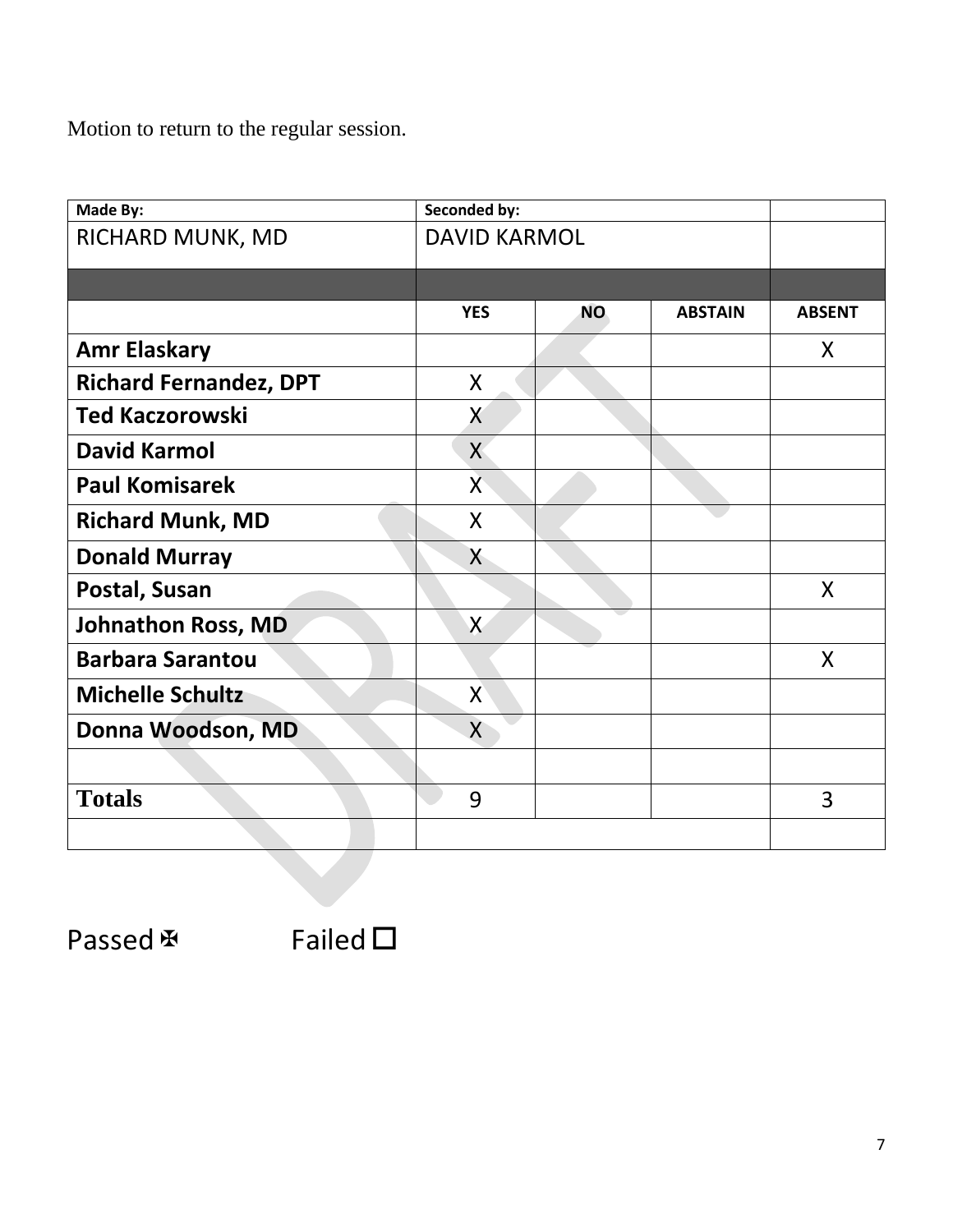Motion to return to the regular session.

| Made By: | Seconded by: | | | |
|---|---|---|---|---|
| RICHARD MUNK, MD | DAVID KARMOL | | | |
| | | | | |
| | YES | NO | ABSTAIN | ABSENT |
| **Amr Elaskary** | | | | X |
| **Richard Fernandez, DPT** | X | | | |
| **Ted Kaczorowski** | X | | | |
| **David Karmol** | X | | | |
| **Paul Komisarek** | X | | | |
| **Richard Munk, MD** | X | | | |
| **Donald Murray** | X | | | |
| **Postal, Susan** | | | | X |
| **Johnathon Ross, MD** | X | | | |
| **Barbara Sarantou** | | | | X |
| **Michelle Schultz** | X | | | |
| **Donna Woodson, MD** | X | | | |
| | | | | |
| **Totals** | 9 | | | 3 |
| | | | | |

Passed ☒ Failed ☐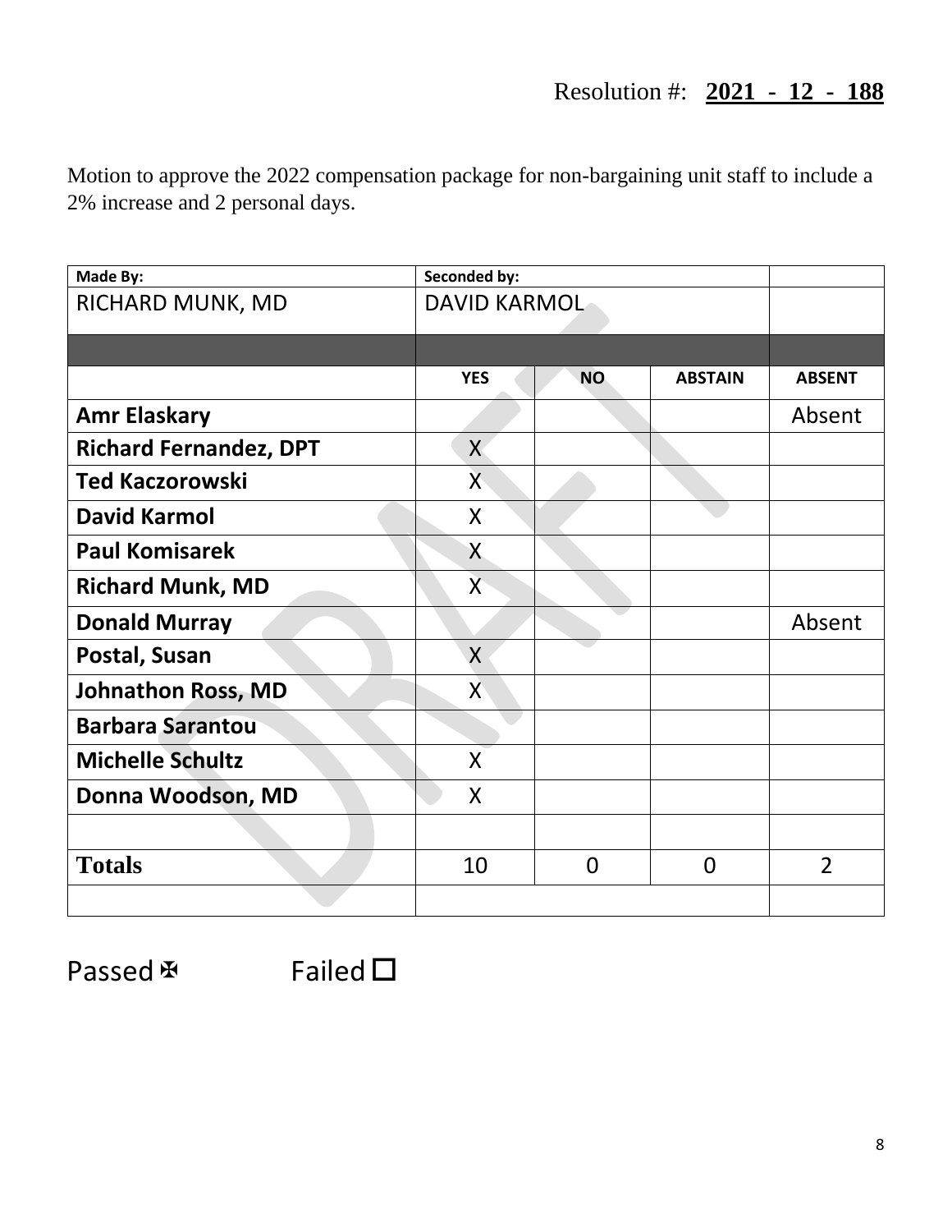Resolution #: **2021 - 12 - 188**

Motion to approve the 2022 compensation package for non-bargaining unit staff to include a 2% increase and 2 personal days.

| Made By: | Seconded by: | | | |
|---|---|---|---|---|
| RICHARD MUNK, MD | DAVID KARMOL | | | |
| | | | | |
| | YES | NO | ABSTAIN | ABSENT |
| **Amr Elaskary** | | | | Absent |
| **Richard Fernandez, DPT** | X | | | |
| **Ted Kaczorowski** | X | | | |
| **David Karmol** | X | | | |
| **Paul Komisarek** | X | | | |
| **Richard Munk, MD** | X | | | |
| **Donald Murray** | | | | Absent |
| **Postal, Susan** | X | | | |
| **Johnathon Ross, MD** | X | | | |
| **Barbara Sarantou** | | | | |
| **Michelle Schultz** | X | | | |
| **Donna Woodson, MD** | X | | | |
| | | | | |
| **Totals** | 10 | 0 | 0 | 2 |
| | | | | |

Passed ☒ Failed ☐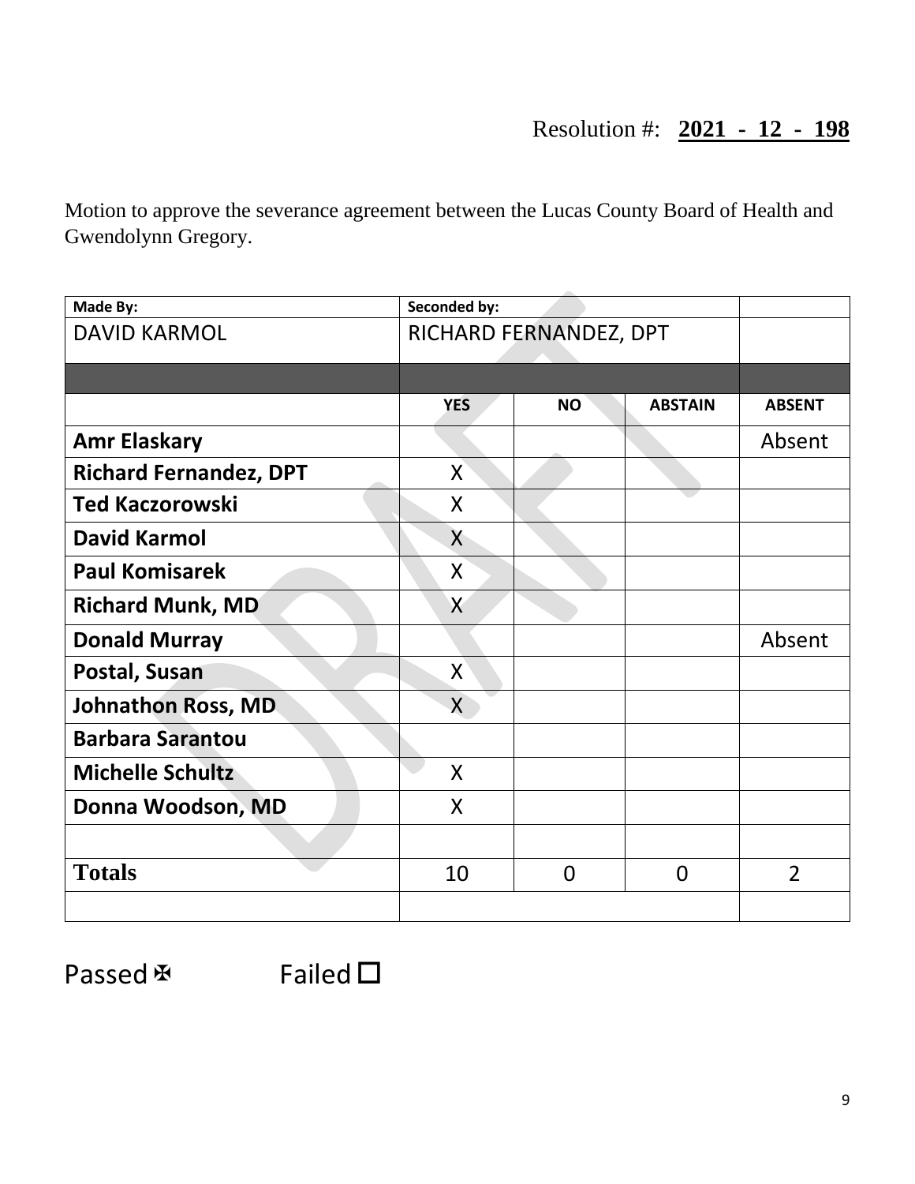Resolution #: **2021 - 12 - 198**

Motion to approve the severance agreement between the Lucas County Board of Health and Gwendolynn Gregory.

| **Made By:** | **Seconded by:** | | | |
|---|---|---|---|---|
| DAVID KARMOL | RICHARD FERNANDEZ, DPT | | | |
| | | | | |
| | **YES** | **NO** | **ABSTAIN** | **ABSENT** |
| **Amr Elaskary** | | | | Absent |
| **Richard Fernandez, DPT** | X | | | |
| **Ted Kaczorowski** | X | | | |
| **David Karmol** | X | | | |
| **Paul Komisarek** | X | | | |
| **Richard Munk, MD** | X | | | |
| **Donald Murray** | | | | Absent |
| **Postal, Susan** | X | | | |
| **Johnathon Ross, MD** | X | | | |
| **Barbara Sarantou** | | | | |
| **Michelle Schultz** | X | | | |
| **Donna Woodson, MD** | X | | | |
| | | | | |
| **Totals** | 10 | 0 | 0 | 2 |
| | | | | |

Passed ☒ Failed ☐